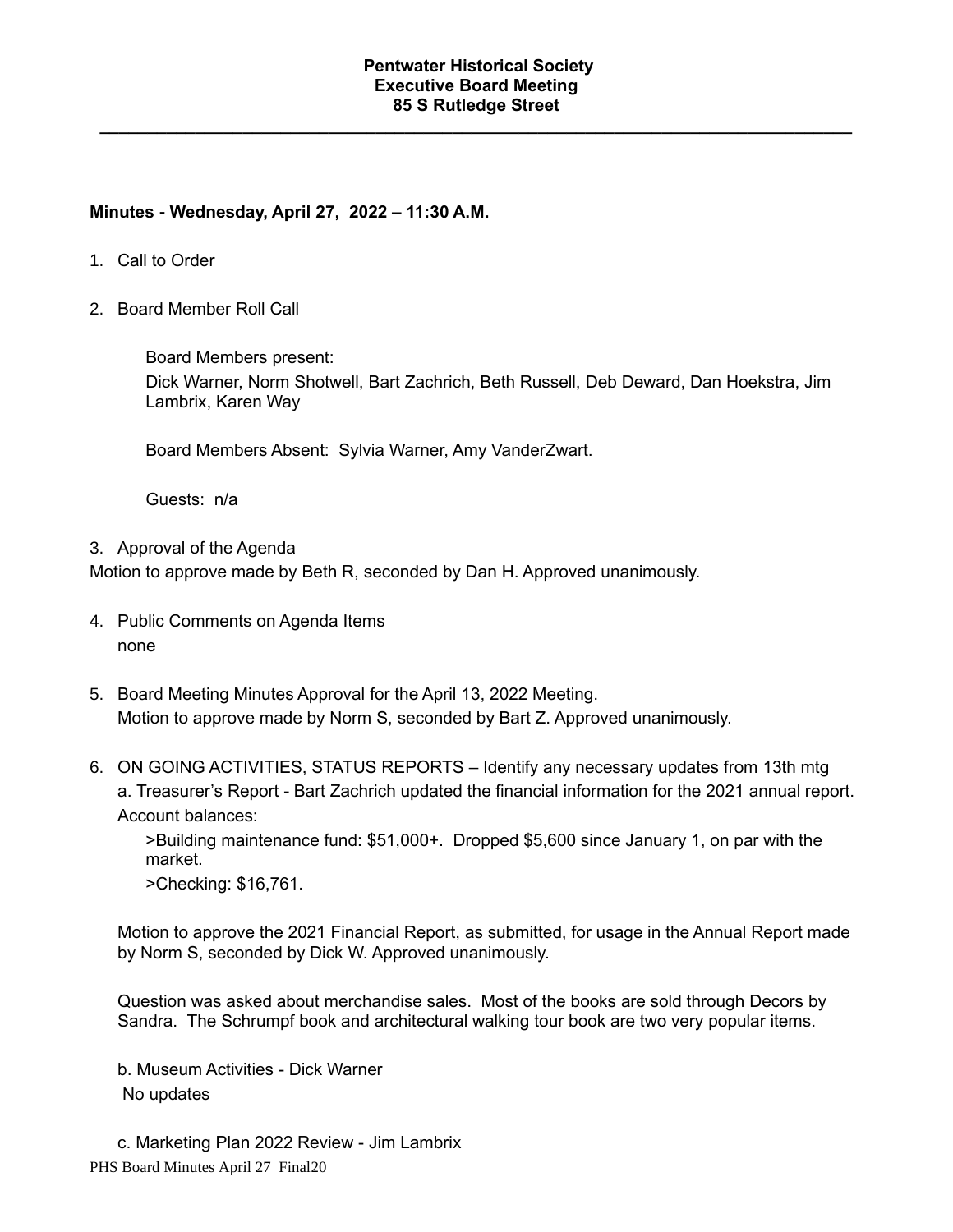# Pentwater Historical Society
## Executive Board Meeting
## 85 S Rutledge Street

---

**Minutes - Wednesday, April 27, 2022 – 11:30 A.M.**

1. Call to Order

2. Board Member Roll Call

   Board Members present:
   Dick Warner, Norm Shotwell, Bart Zachrich, Beth Russell, Deb Deward, Dan Hoekstra, Jim Lambrix, Karen Way

   Board Members Absent: Sylvia Warner, Amy VanderZwart.

   Guests: n/a

3. Approval of the Agenda

Motion to approve made by Beth R, seconded by Dan H. Approved unanimously.

4. Public Comments on Agenda Items
   none

5. Board Meeting Minutes Approval for the April 13, 2022 Meeting.
   Motion to approve made by Norm S, seconded by Bart Z. Approved unanimously.

6. ON GOING ACTIVITIES, STATUS REPORTS – Identify any necessary updates from 13th mtg
   a. Treasurer's Report - Bart Zachrich updated the financial information for the 2021 annual report.
   Account balances:

   >Building maintenance fund: $51,000+. Dropped $5,600 since January 1, on par with the market.

   >Checking: $16,761.

   Motion to approve the 2021 Financial Report, as submitted, for usage in the Annual Report made by Norm S, seconded by Dick W. Approved unanimously.

   Question was asked about merchandise sales. Most of the books are sold through Decors by Sandra. The Schrumpf book and architectural walking tour book are two very popular items.

   b. Museum Activities - Dick Warner
   No updates

   c. Marketing Plan 2022 Review - Jim Lambrix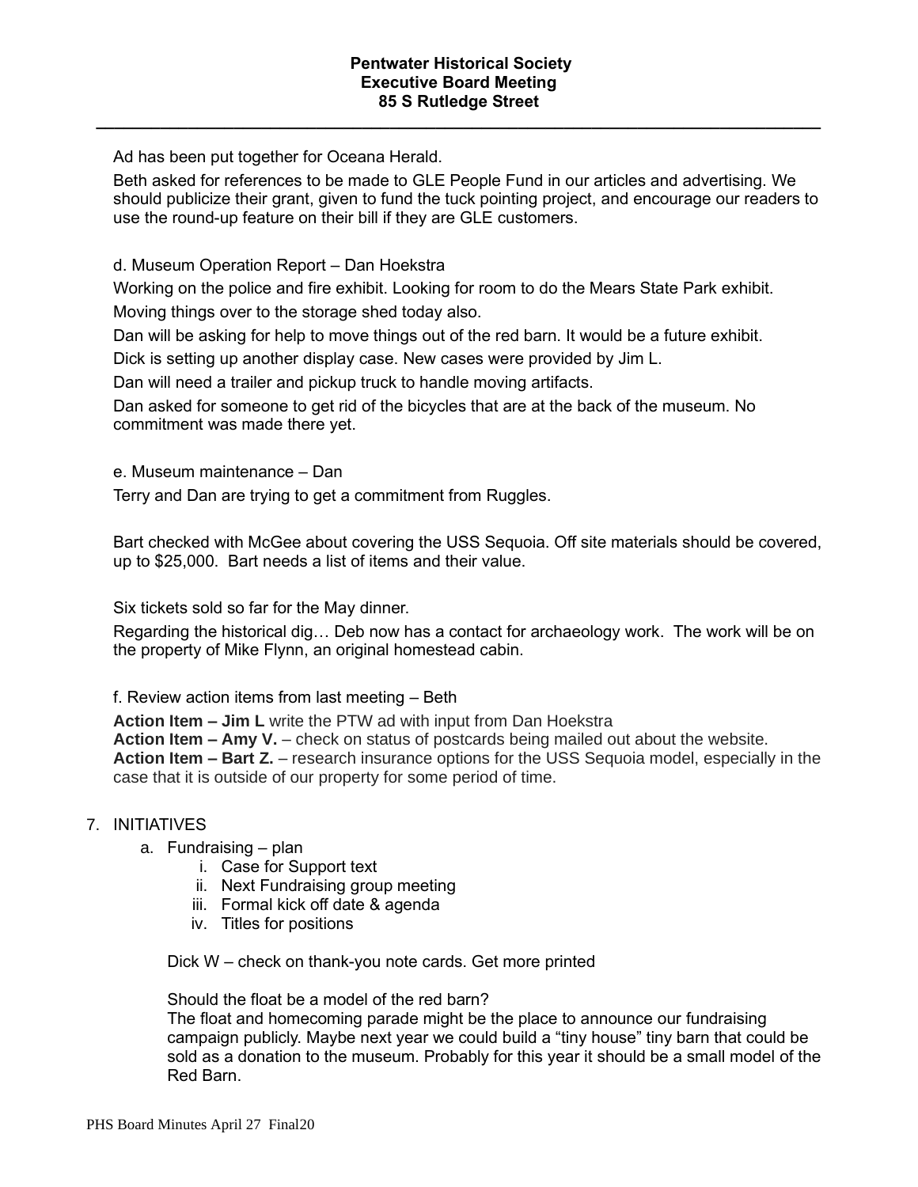Ad has been put together for Oceana Herald.

Beth asked for references to be made to GLE People Fund in our articles and advertising. We should publicize their grant, given to fund the tuck pointing project, and encourage our readers to use the round-up feature on their bill if they are GLE customers.

d. Museum Operation Report – Dan Hoekstra

Working on the police and fire exhibit. Looking for room to do the Mears State Park exhibit.

Moving things over to the storage shed today also.

Dan will be asking for help to move things out of the red barn. It would be a future exhibit.

Dick is setting up another display case. New cases were provided by Jim L.

Dan will need a trailer and pickup truck to handle moving artifacts.

Dan asked for someone to get rid of the bicycles that are at the back of the museum. No commitment was made there yet.

e. Museum maintenance – Dan

Terry and Dan are trying to get a commitment from Ruggles.

Bart checked with McGee about covering the USS Sequoia. Off site materials should be covered, up to $25,000. Bart needs a list of items and their value.

Six tickets sold so far for the May dinner.

Regarding the historical dig… Deb now has a contact for archaeology work. The work will be on the property of Mike Flynn, an original homestead cabin.

f. Review action items from last meeting – Beth

**Action Item – Jim L** write the PTW ad with input from Dan Hoekstra
**Action Item – Amy V.** – check on status of postcards being mailed out about the website.
**Action Item – Bart Z.** – research insurance options for the USS Sequoia model, especially in the case that it is outside of our property for some period of time.

7. INITIATIVES
   a. Fundraising – plan
      i. Case for Support text
      ii. Next Fundraising group meeting
      iii. Formal kick off date & agenda
      iv. Titles for positions

   Dick W – check on thank-you note cards. Get more printed

   Should the float be a model of the red barn?
   The float and homecoming parade might be the place to announce our fundraising campaign publicly. Maybe next year we could build a "tiny house" tiny barn that could be sold as a donation to the museum. Probably for this year it should be a small model of the Red Barn.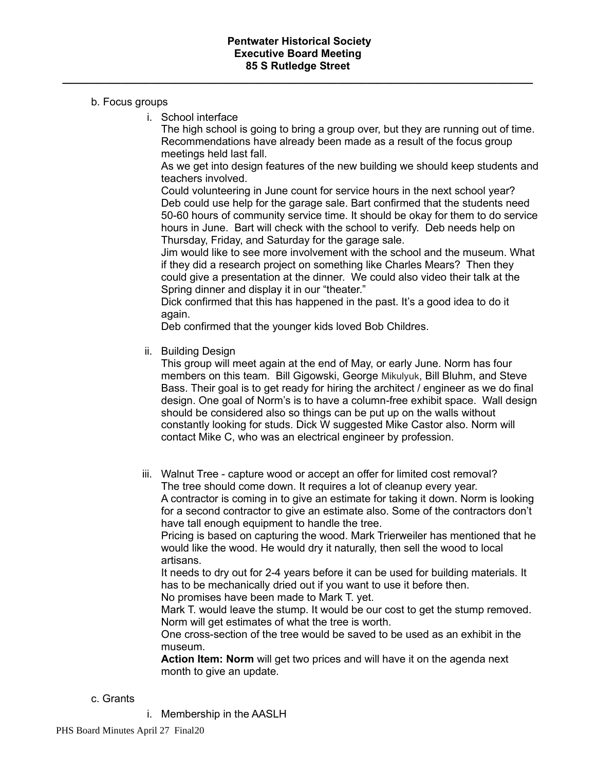b. Focus groups

i. School interface

The high school is going to bring a group over, but they are running out of time. Recommendations have already been made as a result of the focus group meetings held last fall.

As we get into design features of the new building we should keep students and teachers involved.

Could volunteering in June count for service hours in the next school year? Deb could use help for the garage sale. Bart confirmed that the students need 50-60 hours of community service time. It should be okay for them to do service hours in June. Bart will check with the school to verify. Deb needs help on Thursday, Friday, and Saturday for the garage sale.

Jim would like to see more involvement with the school and the museum. What if they did a research project on something like Charles Mears? Then they could give a presentation at the dinner. We could also video their talk at the Spring dinner and display it in our "theater."

Dick confirmed that this has happened in the past. It's a good idea to do it again.

Deb confirmed that the younger kids loved Bob Childres.

ii. Building Design

This group will meet again at the end of May, or early June. Norm has four members on this team. Bill Gigowski, George Mikulyuk, Bill Bluhm, and Steve Bass. Their goal is to get ready for hiring the architect / engineer as we do final design. One goal of Norm's is to have a column-free exhibit space. Wall design should be considered also so things can be put up on the walls without constantly looking for studs. Dick W suggested Mike Castor also. Norm will contact Mike C, who was an electrical engineer by profession.

iii. Walnut Tree - capture wood or accept an offer for limited cost removal?

The tree should come down. It requires a lot of cleanup every year.

A contractor is coming in to give an estimate for taking it down. Norm is looking for a second contractor to give an estimate also. Some of the contractors don't have tall enough equipment to handle the tree.

Pricing is based on capturing the wood. Mark Trierweiler has mentioned that he would like the wood. He would dry it naturally, then sell the wood to local artisans.

It needs to dry out for 2-4 years before it can be used for building materials. It has to be mechanically dried out if you want to use it before then.

No promises have been made to Mark T. yet.

Mark T. would leave the stump. It would be our cost to get the stump removed. Norm will get estimates of what the tree is worth.

One cross-section of the tree would be saved to be used as an exhibit in the museum.

**Action Item: Norm** will get two prices and will have it on the agenda next month to give an update.

c. Grants

i. Membership in the AASLH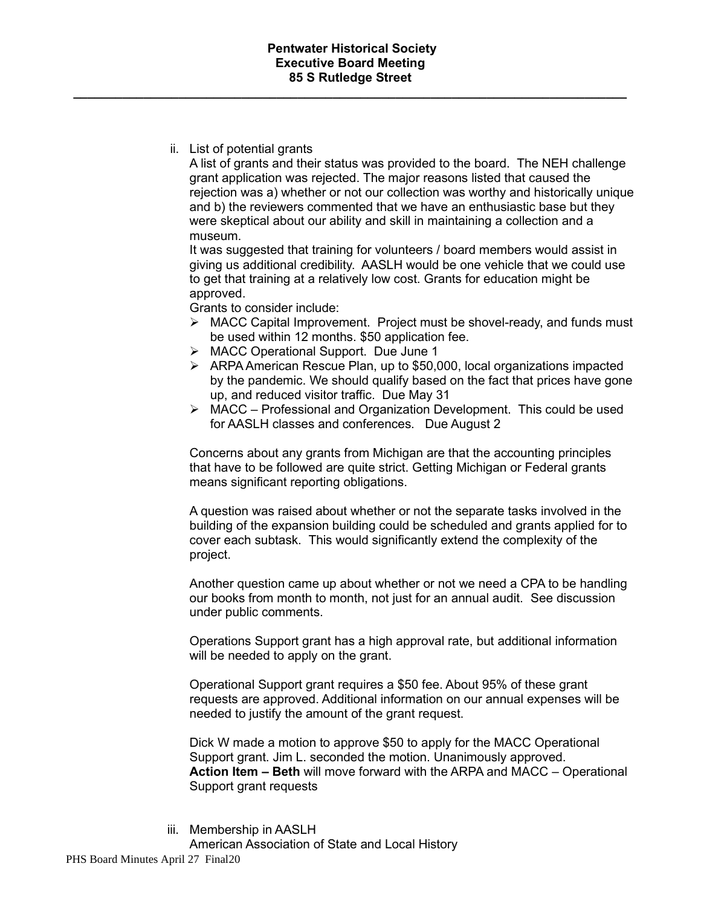ii. List of potential grants

A list of grants and their status was provided to the board. The NEH challenge grant application was rejected. The major reasons listed that caused the rejection was a) whether or not our collection was worthy and historically unique and b) the reviewers commented that we have an enthusiastic base but they were skeptical about our ability and skill in maintaining a collection and a museum.

It was suggested that training for volunteers / board members would assist in giving us additional credibility. AASLH would be one vehicle that we could use to get that training at a relatively low cost. Grants for education might be approved.

Grants to consider include:

- MACC Capital Improvement. Project must be shovel-ready, and funds must be used within 12 months. $50 application fee.
- MACC Operational Support. Due June 1
- ARPA American Rescue Plan, up to $50,000, local organizations impacted by the pandemic. We should qualify based on the fact that prices have gone up, and reduced visitor traffic. Due May 31
- MACC – Professional and Organization Development. This could be used for AASLH classes and conferences. Due August 2

Concerns about any grants from Michigan are that the accounting principles that have to be followed are quite strict. Getting Michigan or Federal grants means significant reporting obligations.

A question was raised about whether or not the separate tasks involved in the building of the expansion building could be scheduled and grants applied for to cover each subtask. This would significantly extend the complexity of the project.

Another question came up about whether or not we need a CPA to be handling our books from month to month, not just for an annual audit. See discussion under public comments.

Operations Support grant has a high approval rate, but additional information will be needed to apply on the grant.

Operational Support grant requires a $50 fee. About 95% of these grant requests are approved. Additional information on our annual expenses will be needed to justify the amount of the grant request.

Dick W made a motion to approve $50 to apply for the MACC Operational Support grant. Jim L. seconded the motion. Unanimously approved.
**Action Item – Beth** will move forward with the ARPA and MACC – Operational Support grant requests

iii. Membership in AASLH

American Association of State and Local History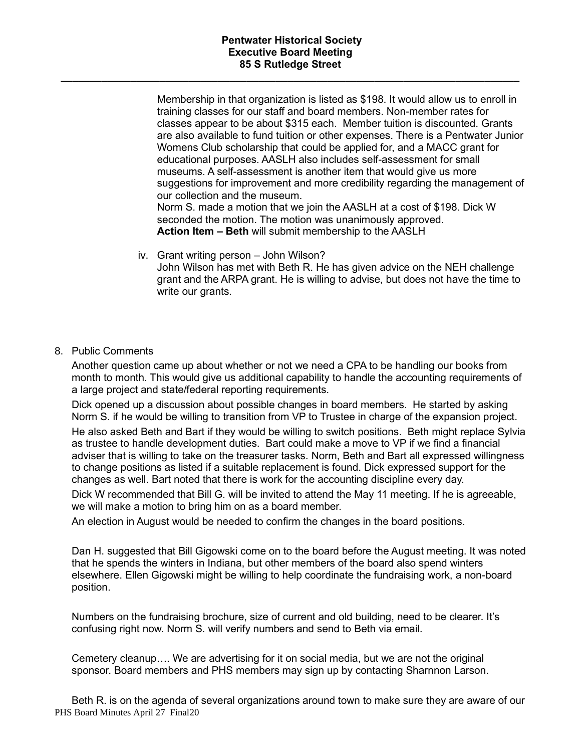Membership in that organization is listed as $198. It would allow us to enroll in training classes for our staff and board members. Non-member rates for classes appear to be about $315 each. Member tuition is discounted. Grants are also available to fund tuition or other expenses. There is a Pentwater Junior Womens Club scholarship that could be applied for, and a MACC grant for educational purposes. AASLH also includes self-assessment for small museums. A self-assessment is another item that would give us more suggestions for improvement and more credibility regarding the management of our collection and the museum.
Norm S. made a motion that we join the AASLH at a cost of $198. Dick W seconded the motion. The motion was unanimously approved.
**Action Item – Beth** will submit membership to the AASLH

iv. Grant writing person – John Wilson?
John Wilson has met with Beth R. He has given advice on the NEH challenge grant and the ARPA grant. He is willing to advise, but does not have the time to write our grants.

8. Public Comments

Another question came up about whether or not we need a CPA to be handling our books from month to month. This would give us additional capability to handle the accounting requirements of a large project and state/federal reporting requirements.

Dick opened up a discussion about possible changes in board members. He started by asking Norm S. if he would be willing to transition from VP to Trustee in charge of the expansion project.

He also asked Beth and Bart if they would be willing to switch positions. Beth might replace Sylvia as trustee to handle development duties. Bart could make a move to VP if we find a financial adviser that is willing to take on the treasurer tasks. Norm, Beth and Bart all expressed willingness to change positions as listed if a suitable replacement is found. Dick expressed support for the changes as well. Bart noted that there is work for the accounting discipline every day.

Dick W recommended that Bill G. will be invited to attend the May 11 meeting. If he is agreeable, we will make a motion to bring him on as a board member.

An election in August would be needed to confirm the changes in the board positions.

Dan H. suggested that Bill Gigowski come on to the board before the August meeting. It was noted that he spends the winters in Indiana, but other members of the board also spend winters elsewhere. Ellen Gigowski might be willing to help coordinate the fundraising work, a non-board position.

Numbers on the fundraising brochure, size of current and old building, need to be clearer. It's confusing right now. Norm S. will verify numbers and send to Beth via email.

Cemetery cleanup…. We are advertising for it on social media, but we are not the original sponsor. Board members and PHS members may sign up by contacting Sharnnon Larson.

Beth R. is on the agenda of several organizations around town to make sure they are aware of our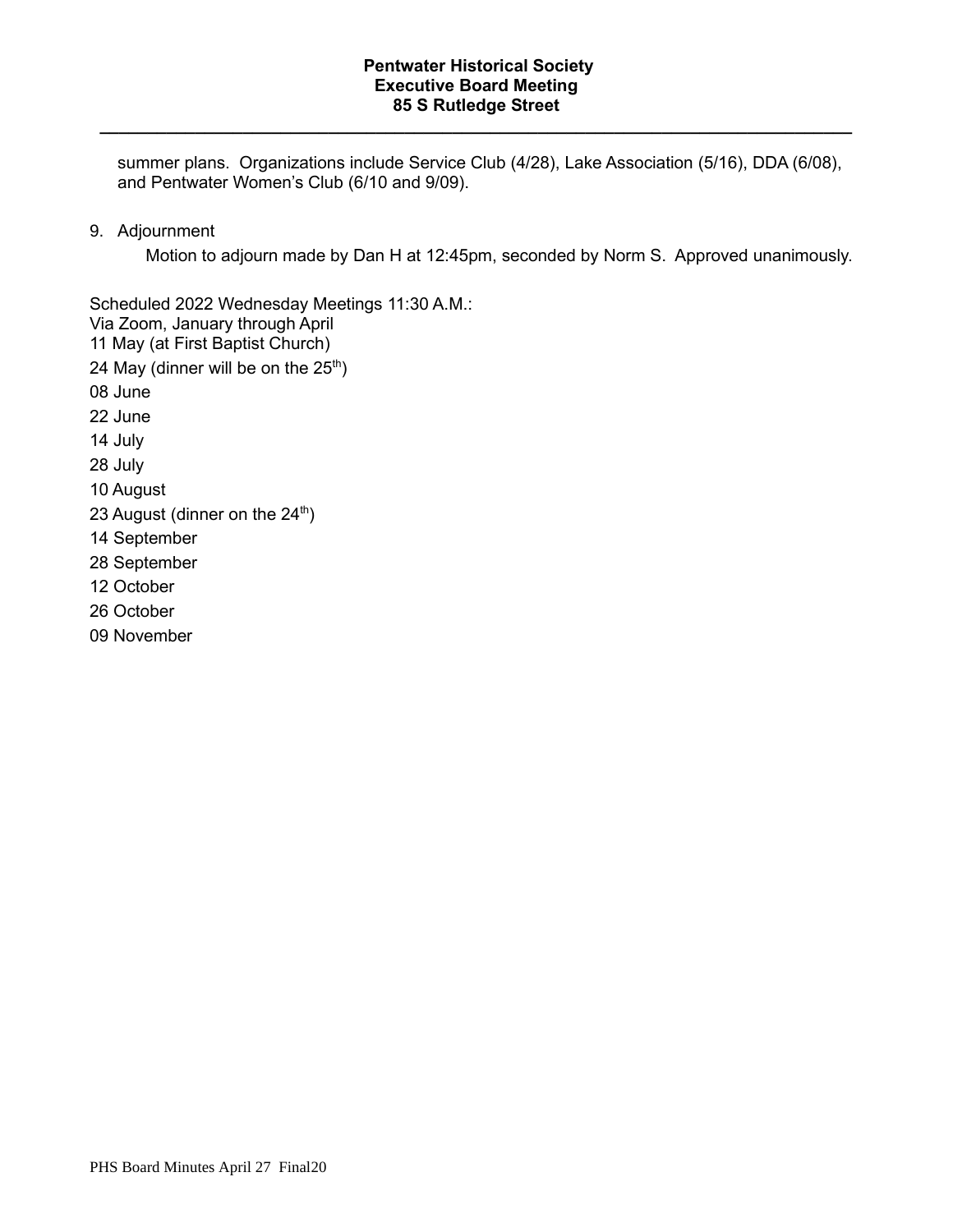summer plans. Organizations include Service Club (4/28), Lake Association (5/16), DDA (6/08), and Pentwater Women's Club (6/10 and 9/09).

9. Adjournment

   Motion to adjourn made by Dan H at 12:45pm, seconded by Norm S. Approved unanimously.

Scheduled 2022 Wednesday Meetings 11:30 A.M.:
Via Zoom, January through April
11 May (at First Baptist Church)
24 May (dinner will be on the 25th)
08 June
22 June
14 July
28 July
10 August
23 August (dinner on the 24th)
14 September
28 September
12 October
26 October
09 November